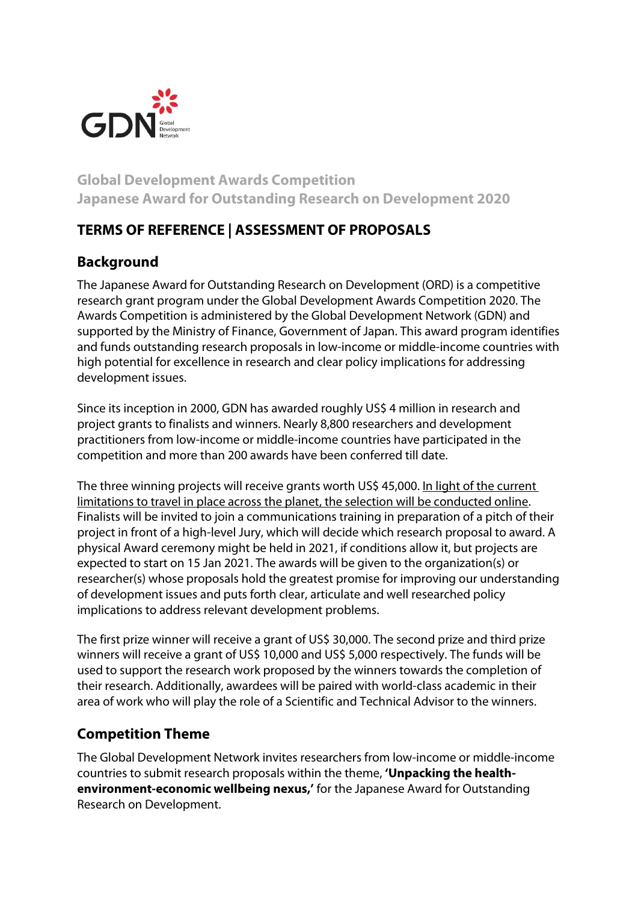GDN Global Development Network

**Global Development Awards Competition**
**Japanese Award for Outstanding Research on Development 2020**

# TERMS OF REFERENCE | ASSESSMENT OF PROPOSALS

## Background

The Japanese Award for Outstanding Research on Development (ORD) is a competitive research grant program under the Global Development Awards Competition 2020. The Awards Competition is administered by the Global Development Network (GDN) and supported by the Ministry of Finance, Government of Japan. This award program identifies and funds outstanding research proposals in low-income or middle-income countries with high potential for excellence in research and clear policy implications for addressing development issues.

Since its inception in 2000, GDN has awarded roughly US$ 4 million in research and project grants to finalists and winners. Nearly 8,800 researchers and development practitioners from low-income or middle-income countries have participated in the competition and more than 200 awards have been conferred till date.

The three winning projects will receive grants worth US$ 45,000. In light of the current limitations to travel in place across the planet, the selection will be conducted online. Finalists will be invited to join a communications training in preparation of a pitch of their project in front of a high-level Jury, which will decide which research proposal to award. A physical Award ceremony might be held in 2021, if conditions allow it, but projects are expected to start on 15 Jan 2021. The awards will be given to the organization(s) or researcher(s) whose proposals hold the greatest promise for improving our understanding of development issues and puts forth clear, articulate and well researched policy implications to address relevant development problems.

The first prize winner will receive a grant of US$ 30,000. The second prize and third prize winners will receive a grant of US$ 10,000 and US$ 5,000 respectively. The funds will be used to support the research work proposed by the winners towards the completion of their research. Additionally, awardees will be paired with world-class academic in their area of work who will play the role of a Scientific and Technical Advisor to the winners.

## Competition Theme

The Global Development Network invites researchers from low-income or middle-income countries to submit research proposals within the theme, **'Unpacking the health-environment-economic wellbeing nexus,'** for the Japanese Award for Outstanding Research on Development.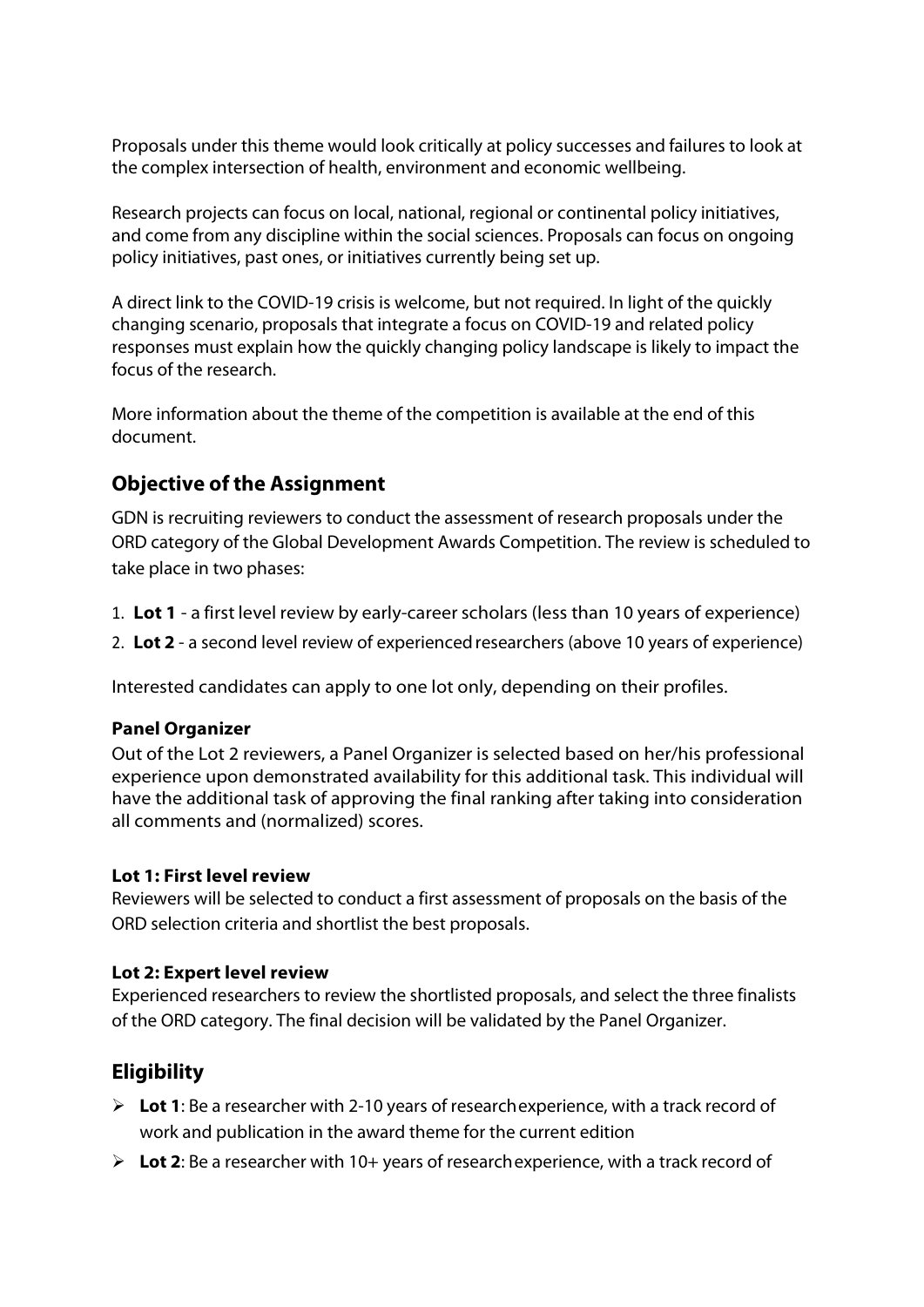Proposals under this theme would look critically at policy successes and failures to look at the complex intersection of health, environment and economic wellbeing.

Research projects can focus on local, national, regional or continental policy initiatives, and come from any discipline within the social sciences. Proposals can focus on ongoing policy initiatives, past ones, or initiatives currently being set up.

A direct link to the COVID-19 crisis is welcome, but not required. In light of the quickly changing scenario, proposals that integrate a focus on COVID-19 and related policy responses must explain how the quickly changing policy landscape is likely to impact the focus of the research.

More information about the theme of the competition is available at the end of this document.

## Objective of the Assignment

GDN is recruiting reviewers to conduct the assessment of research proposals under the ORD category of the Global Development Awards Competition. The review is scheduled to take place in two phases:

1. **Lot 1** - a first level review by early-career scholars (less than 10 years of experience)
2. **Lot 2** - a second level review of experienced researchers (above 10 years of experience)

Interested candidates can apply to one lot only, depending on their profiles.

#### Panel Organizer

Out of the Lot 2 reviewers, a Panel Organizer is selected based on her/his professional experience upon demonstrated availability for this additional task. This individual will have the additional task of approving the final ranking after taking into consideration all comments and (normalized) scores.

#### Lot 1: First level review

Reviewers will be selected to conduct a first assessment of proposals on the basis of the ORD selection criteria and shortlist the best proposals.

#### Lot 2: Expert level review

Experienced researchers to review the shortlisted proposals, and select the three finalists of the ORD category. The final decision will be validated by the Panel Organizer.

## Eligibility

- **Lot 1**: Be a researcher with 2-10 years of research experience, with a track record of work and publication in the award theme for the current edition
- **Lot 2**: Be a researcher with 10+ years of research experience, with a track record of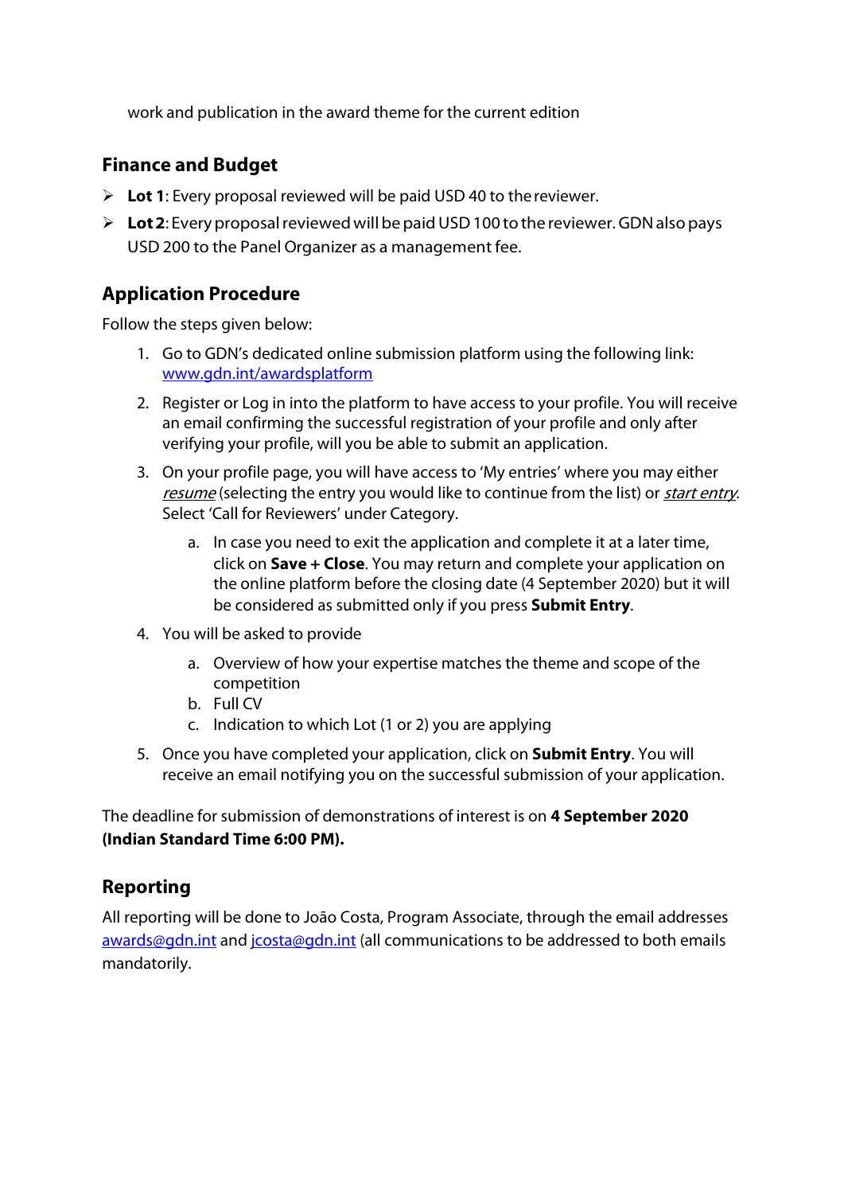work and publication in the award theme for the current edition

## Finance and Budget

- **Lot 1**: Every proposal reviewed will be paid USD 40 to the reviewer.
- **Lot 2**: Every proposal reviewed will be paid USD 100 to the reviewer. GDN also pays USD 200 to the Panel Organizer as a management fee.

## Application Procedure

Follow the steps given below:

1. Go to GDN's dedicated online submission platform using the following link: www.gdn.int/awardsplatform
2. Register or Log in into the platform to have access to your profile. You will receive an email confirming the successful registration of your profile and only after verifying your profile, will you be able to submit an application.
3. On your profile page, you will have access to 'My entries' where you may either *resume* (selecting the entry you would like to continue from the list) or *start entry*. Select 'Call for Reviewers' under Category.
    a. In case you need to exit the application and complete it at a later time, click on **Save + Close**. You may return and complete your application on the online platform before the closing date (4 September 2020) but it will be considered as submitted only if you press **Submit Entry**.
4. You will be asked to provide
    a. Overview of how your expertise matches the theme and scope of the competition
    b. Full CV
    c. Indication to which Lot (1 or 2) you are applying
5. Once you have completed your application, click on **Submit Entry**. You will receive an email notifying you on the successful submission of your application.

The deadline for submission of demonstrations of interest is on **4 September 2020 (Indian Standard Time 6:00 PM).**

## Reporting

All reporting will be done to João Costa, Program Associate, through the email addresses awards@gdn.int and jcosta@gdn.int (all communications to be addressed to both emails mandatorily.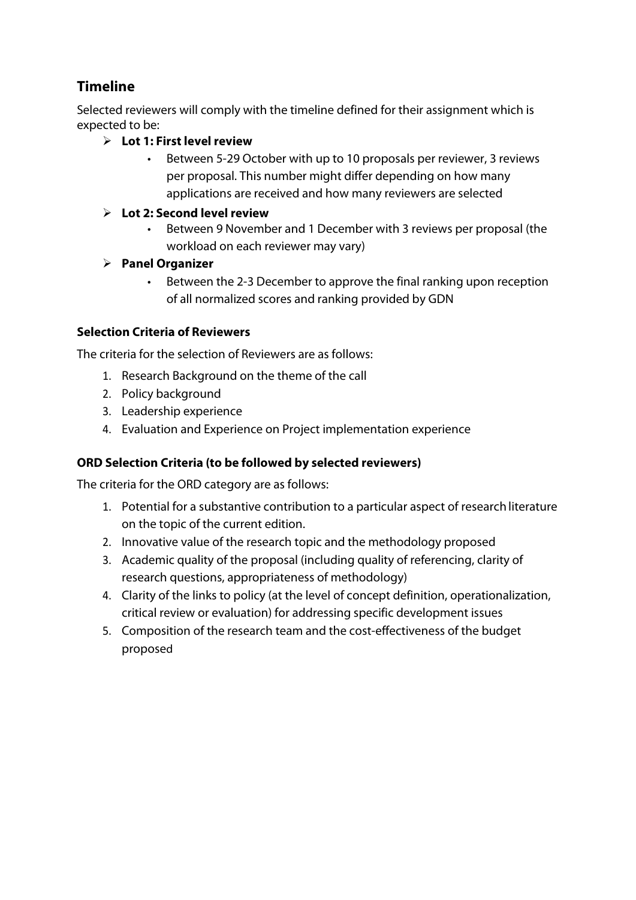## Timeline

Selected reviewers will comply with the timeline defined for their assignment which is expected to be:

- **Lot 1: First level review**
  - Between 5-29 October with up to 10 proposals per reviewer, 3 reviews per proposal. This number might differ depending on how many applications are received and how many reviewers are selected
- **Lot 2: Second level review**
  - Between 9 November and 1 December with 3 reviews per proposal (the workload on each reviewer may vary)
- **Panel Organizer**
  - Between the 2-3 December to approve the final ranking upon reception of all normalized scores and ranking provided by GDN

### Selection Criteria of Reviewers

The criteria for the selection of Reviewers are as follows:

1. Research Background on the theme of the call
2. Policy background
3. Leadership experience
4. Evaluation and Experience on Project implementation experience

### ORD Selection Criteria (to be followed by selected reviewers)

The criteria for the ORD category are as follows:

1. Potential for a substantive contribution to a particular aspect of research literature on the topic of the current edition.
2. Innovative value of the research topic and the methodology proposed
3. Academic quality of the proposal (including quality of referencing, clarity of research questions, appropriateness of methodology)
4. Clarity of the links to policy (at the level of concept definition, operationalization, critical review or evaluation) for addressing specific development issues
5. Composition of the research team and the cost-effectiveness of the budget proposed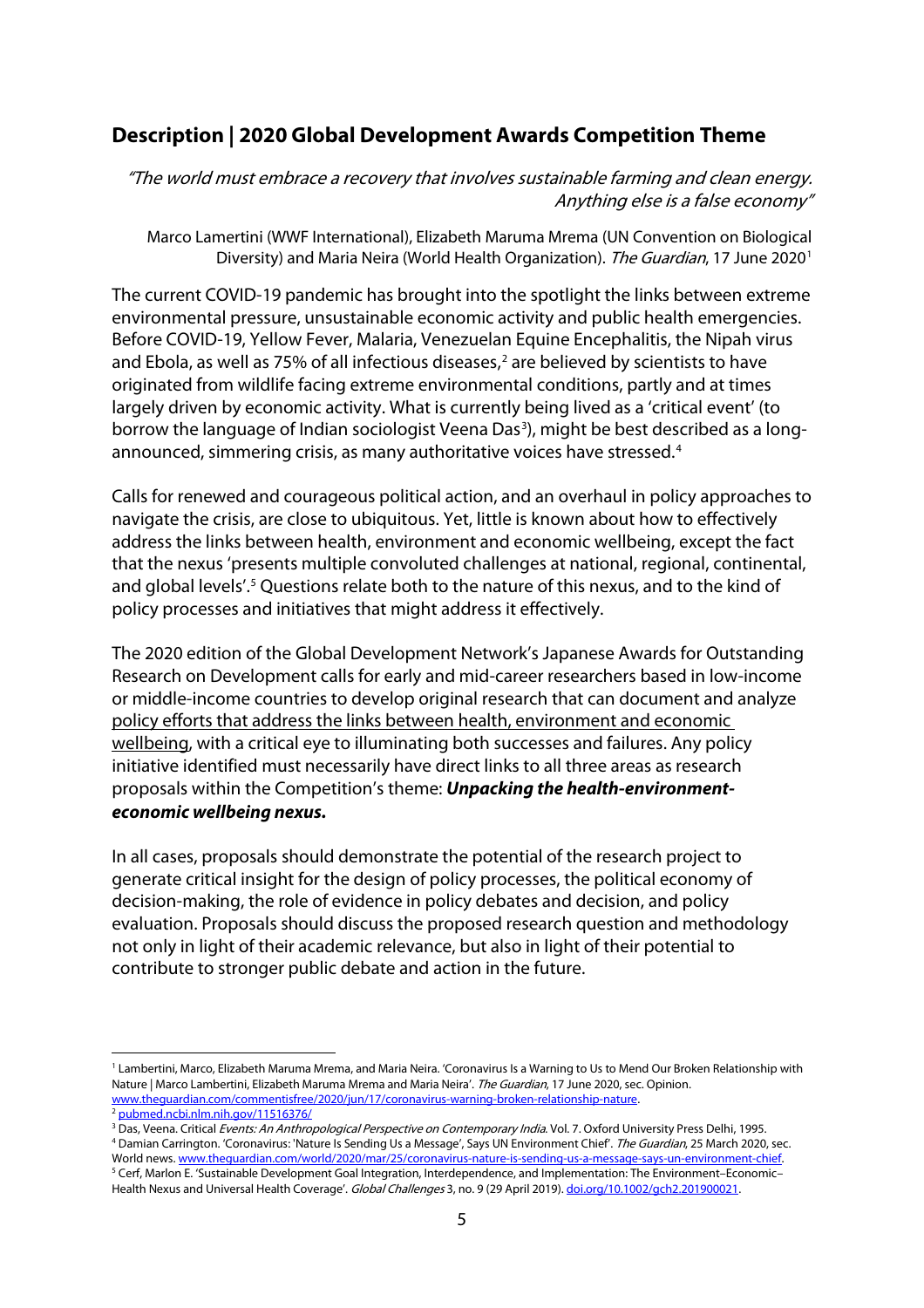## Description | 2020 Global Development Awards Competition Theme

*"The world must embrace a recovery that involves sustainable farming and clean energy. Anything else is a false economy"*

Marco Lamertini (WWF International), Elizabeth Maruma Mrema (UN Convention on Biological Diversity) and Maria Neira (World Health Organization). *The Guardian*, 17 June 2020[1]

The current COVID-19 pandemic has brought into the spotlight the links between extreme environmental pressure, unsustainable economic activity and public health emergencies. Before COVID-19, Yellow Fever, Malaria, Venezuelan Equine Encephalitis, the Nipah virus and Ebola, as well as 75% of all infectious diseases,[2] are believed by scientists to have originated from wildlife facing extreme environmental conditions, partly and at times largely driven by economic activity. What is currently being lived as a 'critical event' (to borrow the language of Indian sociologist Veena Das[3]), might be best described as a long-announced, simmering crisis, as many authoritative voices have stressed.[4]

Calls for renewed and courageous political action, and an overhaul in policy approaches to navigate the crisis, are close to ubiquitous. Yet, little is known about how to effectively address the links between health, environment and economic wellbeing, except the fact that the nexus 'presents multiple convoluted challenges at national, regional, continental, and global levels'.[5] Questions relate both to the nature of this nexus, and to the kind of policy processes and initiatives that might address it effectively.

The 2020 edition of the Global Development Network's Japanese Awards for Outstanding Research on Development calls for early and mid-career researchers based in low-income or middle-income countries to develop original research that can document and analyze policy efforts that address the links between health, environment and economic wellbeing, with a critical eye to illuminating both successes and failures. Any policy initiative identified must necessarily have direct links to all three areas as research proposals within the Competition's theme: ***Unpacking the health-environment-economic wellbeing nexus.***

In all cases, proposals should demonstrate the potential of the research project to generate critical insight for the design of policy processes, the political economy of decision-making, the role of evidence in policy debates and decision, and policy evaluation. Proposals should discuss the proposed research question and methodology not only in light of their academic relevance, but also in light of their potential to contribute to stronger public debate and action in the future.

---

[1] Lambertini, Marco, Elizabeth Maruma Mrema, and Maria Neira. 'Coronavirus Is a Warning to Us to Mend Our Broken Relationship with Nature | Marco Lambertini, Elizabeth Maruma Mrema and Maria Neira'. *The Guardian*, 17 June 2020, sec. Opinion. www.theguardian.com/commentisfree/2020/jun/17/coronavirus-warning-broken-relationship-nature.

[2] pubmed.ncbi.nlm.nih.gov/11516376/

[3] Das, Veena. Critical *Events: An Anthropological Perspective on Contemporary India*. Vol. 7. Oxford University Press Delhi, 1995.

[4] Damian Carrington. 'Coronavirus: 'Nature Is Sending Us a Message', Says UN Environment Chief'. *The Guardian*, 25 March 2020, sec. World news. www.theguardian.com/world/2020/mar/25/coronavirus-nature-is-sending-us-a-message-says-un-environment-chief.

[5] Cerf, Marlon E. 'Sustainable Development Goal Integration, Interdependence, and Implementation: The Environment–Economic–Health Nexus and Universal Health Coverage'. *Global Challenges* 3, no. 9 (29 April 2019). doi.org/10.1002/gch2.201900021.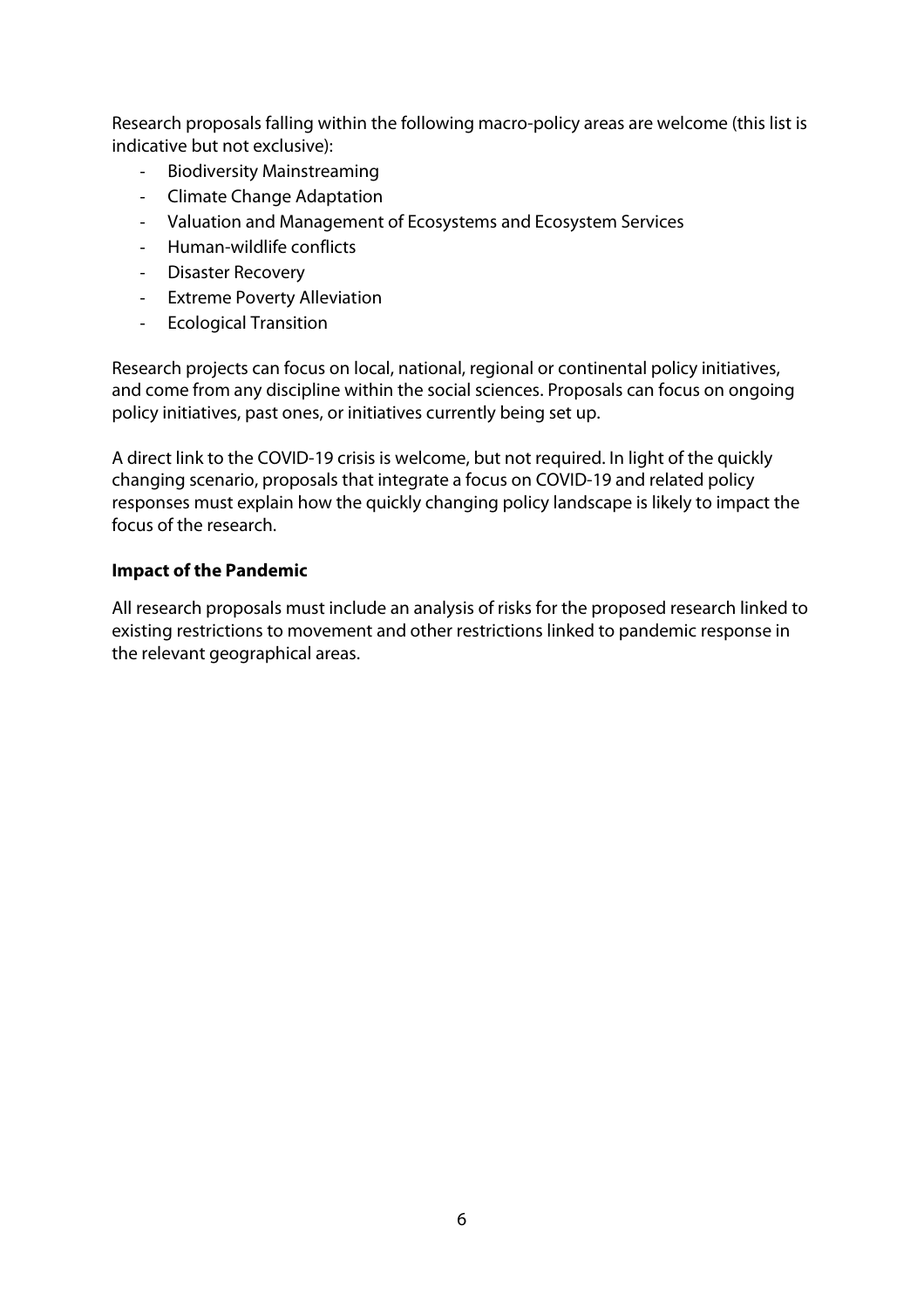Research proposals falling within the following macro-policy areas are welcome (this list is indicative but not exclusive):

- Biodiversity Mainstreaming
- Climate Change Adaptation
- Valuation and Management of Ecosystems and Ecosystem Services
- Human-wildlife conflicts
- Disaster Recovery
- Extreme Poverty Alleviation
- Ecological Transition

Research projects can focus on local, national, regional or continental policy initiatives, and come from any discipline within the social sciences. Proposals can focus on ongoing policy initiatives, past ones, or initiatives currently being set up.

A direct link to the COVID-19 crisis is welcome, but not required. In light of the quickly changing scenario, proposals that integrate a focus on COVID-19 and related policy responses must explain how the quickly changing policy landscape is likely to impact the focus of the research.

**Impact of the Pandemic**

All research proposals must include an analysis of risks for the proposed research linked to existing restrictions to movement and other restrictions linked to pandemic response in the relevant geographical areas.